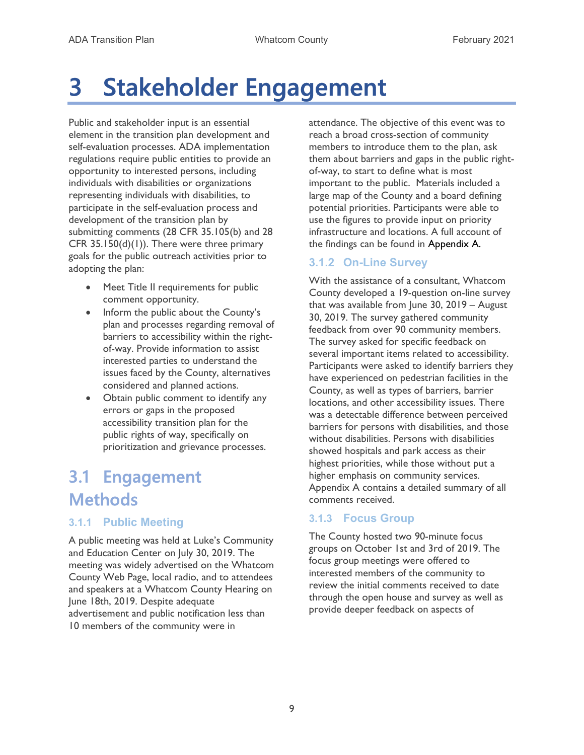# 3 Stakeholder Engagement

Public and stakeholder input is an essential element in the transition plan development and self-evaluation processes. ADA implementation regulations require public entities to provide an opportunity to interested persons, including individuals with disabilities or organizations representing individuals with disabilities, to participate in the self-evaluation process and development of the transition plan by submitting comments (28 CFR 35.105(b) and 28 CFR 35.150(d)(1)). There were three primary goals for the public outreach activities prior to adopting the plan:

- Meet Title II requirements for public comment opportunity.
- Inform the public about the County's plan and processes regarding removal of barriers to accessibility within the right-of-way. Provide information to assist interested parties to understand the issues faced by the County, alternatives considered and planned actions.
- Obtain public comment to identify any errors or gaps in the proposed accessibility transition plan for the public rights of way, specifically on prioritization and grievance processes.

## 3.1 Engagement Methods

### 3.1.1 Public Meeting

A public meeting was held at Luke's Community and Education Center on July 30, 2019. The meeting was widely advertised on the Whatcom County Web Page, local radio, and to attendees and speakers at a Whatcom County Hearing on June 18th, 2019. Despite adequate advertisement and public notification less than 10 members of the community were in attendance. The objective of this event was to reach a broad cross-section of community members to introduce them to the plan, ask them about barriers and gaps in the public right-of-way, to start to define what is most important to the public. Materials included a large map of the County and a board defining potential priorities. Participants were able to use the figures to provide input on priority infrastructure and locations. A full account of the findings can be found in Appendix A.

### 3.1.2 On-Line Survey

With the assistance of a consultant, Whatcom County developed a 19-question on-line survey that was available from June 30, 2019 – August 30, 2019. The survey gathered community feedback from over 90 community members. The survey asked for specific feedback on several important items related to accessibility. Participants were asked to identify barriers they have experienced on pedestrian facilities in the County, as well as types of barriers, barrier locations, and other accessibility issues. There was a detectable difference between perceived barriers for persons with disabilities, and those without disabilities. Persons with disabilities showed hospitals and park access as their highest priorities, while those without put a higher emphasis on community services. Appendix A contains a detailed summary of all comments received.

### 3.1.3 Focus Group

The County hosted two 90-minute focus groups on October 1st and 3rd of 2019. The focus group meetings were offered to interested members of the community to review the initial comments received to date through the open house and survey as well as provide deeper feedback on aspects of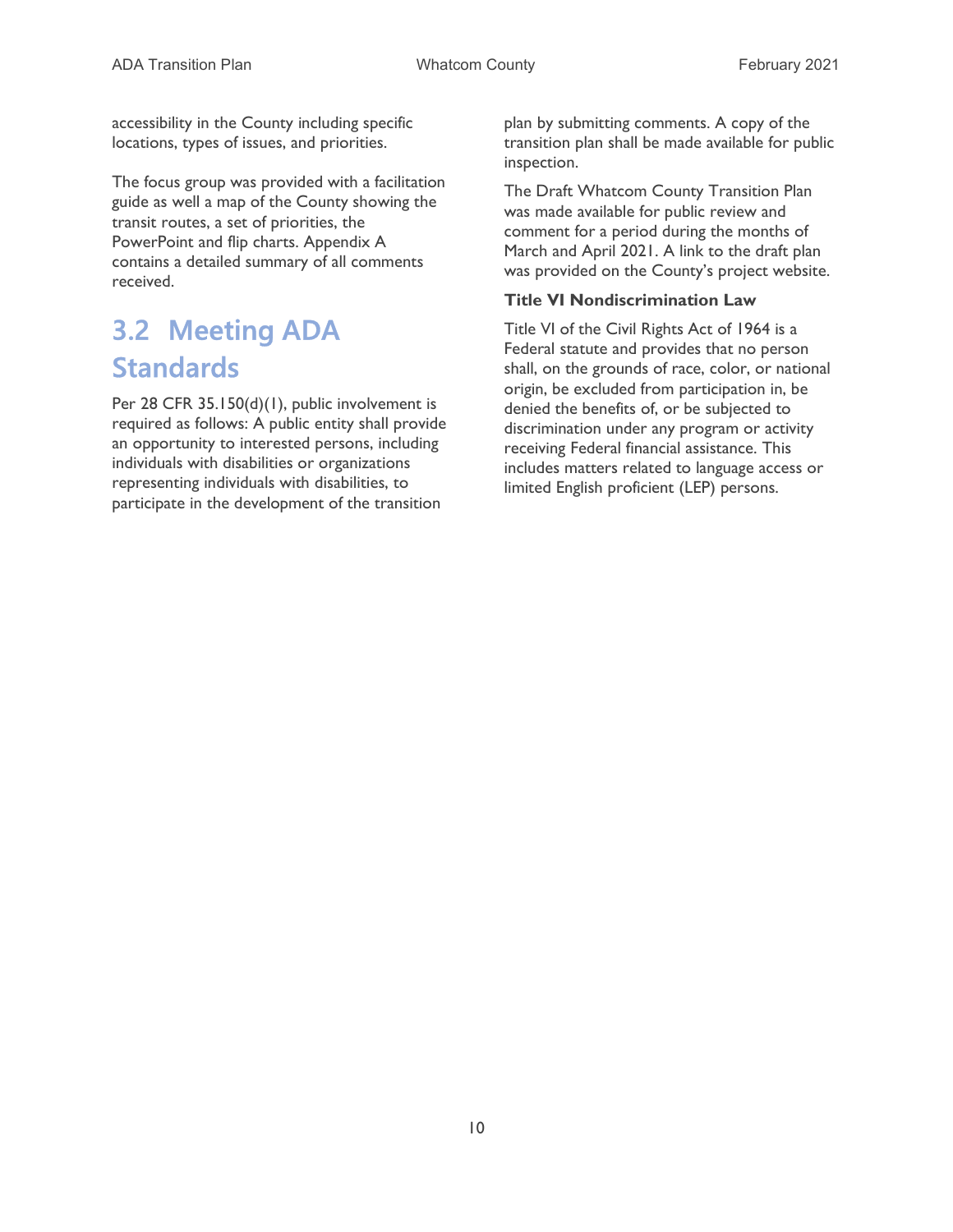accessibility in the County including specific locations, types of issues, and priorities.

The focus group was provided with a facilitation guide as well a map of the County showing the transit routes, a set of priorities, the PowerPoint and flip charts. Appendix A contains a detailed summary of all comments received.

## 3.2 Meeting ADA Standards

Per 28 CFR 35.150(d)(1), public involvement is required as follows: A public entity shall provide an opportunity to interested persons, including individuals with disabilities or organizations representing individuals with disabilities, to participate in the development of the transition plan by submitting comments. A copy of the transition plan shall be made available for public inspection.

The Draft Whatcom County Transition Plan was made available for public review and comment for a period during the months of March and April 2021. A link to the draft plan was provided on the County's project website.

**Title VI Nondiscrimination Law**

Title VI of the Civil Rights Act of 1964 is a Federal statute and provides that no person shall, on the grounds of race, color, or national origin, be excluded from participation in, be denied the benefits of, or be subjected to discrimination under any program or activity receiving Federal financial assistance. This includes matters related to language access or limited English proficient (LEP) persons.